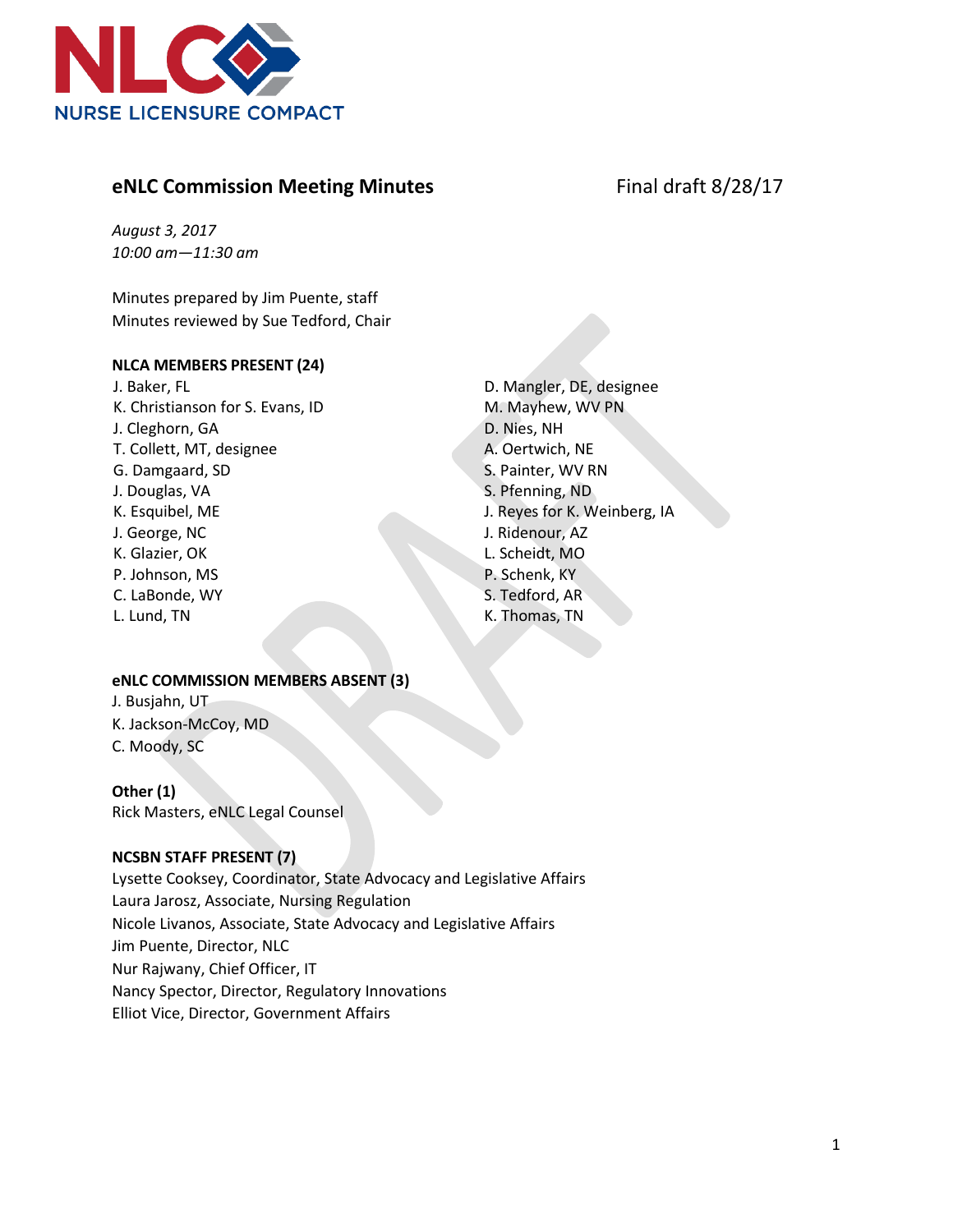# NLC NURSE LICENSURE COMPACT

## eNLC Commission Meeting Minutes

Final draft 8/28/17

*August 3, 2017*
*10:00 am—11:30 am*

Minutes prepared by Jim Puente, staff
Minutes reviewed by Sue Tedford, Chair

**NLCA MEMBERS PRESENT (24)**

J. Baker, FL
K. Christianson for S. Evans, ID
J. Cleghorn, GA
T. Collett, MT, designee
G. Damgaard, SD
J. Douglas, VA
K. Esquibel, ME
J. George, NC
K. Glazier, OK
P. Johnson, MS
C. LaBonde, WY
L. Lund, TN
D. Mangler, DE, designee
M. Mayhew, WV PN
D. Nies, NH
A. Oertwich, NE
S. Painter, WV RN
S. Pfenning, ND
J. Reyes for K. Weinberg, IA
J. Ridenour, AZ
L. Scheidt, MO
P. Schenk, KY
S. Tedford, AR
K. Thomas, TN

**eNLC COMMISSION MEMBERS ABSENT (3)**

J. Busjahn, UT
K. Jackson-McCoy, MD
C. Moody, SC

**Other (1)**

Rick Masters, eNLC Legal Counsel

**NCSBN STAFF PRESENT (7)**

Lysette Cooksey, Coordinator, State Advocacy and Legislative Affairs
Laura Jarosz, Associate, Nursing Regulation
Nicole Livanos, Associate, State Advocacy and Legislative Affairs
Jim Puente, Director, NLC
Nur Rajwany, Chief Officer, IT
Nancy Spector, Director, Regulatory Innovations
Elliot Vice, Director, Government Affairs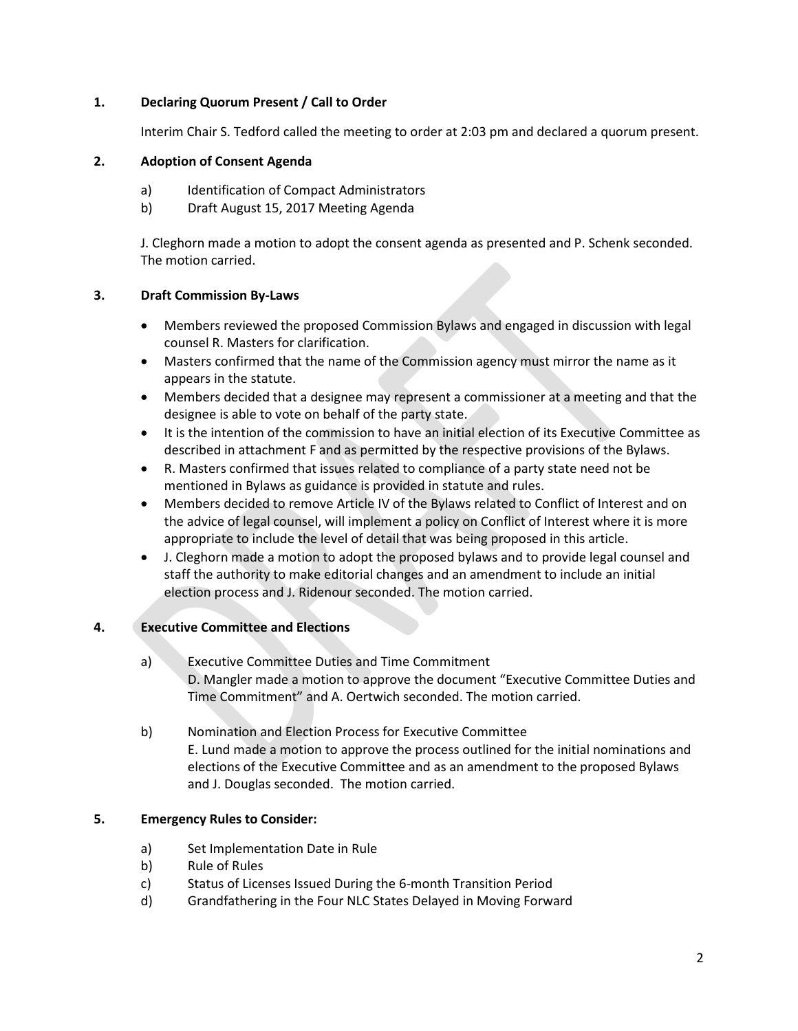## 1. Declaring Quorum Present / Call to Order

Interim Chair S. Tedford called the meeting to order at 2:03 pm and declared a quorum present.

## 2. Adoption of Consent Agenda

a) Identification of Compact Administrators
b) Draft August 15, 2017 Meeting Agenda

J. Cleghorn made a motion to adopt the consent agenda as presented and P. Schenk seconded. The motion carried.

## 3. Draft Commission By-Laws

- Members reviewed the proposed Commission Bylaws and engaged in discussion with legal counsel R. Masters for clarification.
- Masters confirmed that the name of the Commission agency must mirror the name as it appears in the statute.
- Members decided that a designee may represent a commissioner at a meeting and that the designee is able to vote on behalf of the party state.
- It is the intention of the commission to have an initial election of its Executive Committee as described in attachment F and as permitted by the respective provisions of the Bylaws.
- R. Masters confirmed that issues related to compliance of a party state need not be mentioned in Bylaws as guidance is provided in statute and rules.
- Members decided to remove Article IV of the Bylaws related to Conflict of Interest and on the advice of legal counsel, will implement a policy on Conflict of Interest where it is more appropriate to include the level of detail that was being proposed in this article.
- J. Cleghorn made a motion to adopt the proposed bylaws and to provide legal counsel and staff the authority to make editorial changes and an amendment to include an initial election process and J. Ridenour seconded. The motion carried.

## 4. Executive Committee and Elections

a) Executive Committee Duties and Time Commitment
D. Mangler made a motion to approve the document "Executive Committee Duties and Time Commitment" and A. Oertwich seconded. The motion carried.

b) Nomination and Election Process for Executive Committee
E. Lund made a motion to approve the process outlined for the initial nominations and elections of the Executive Committee and as an amendment to the proposed Bylaws and J. Douglas seconded. The motion carried.

## 5. Emergency Rules to Consider:

a) Set Implementation Date in Rule
b) Rule of Rules
c) Status of Licenses Issued During the 6-month Transition Period
d) Grandfathering in the Four NLC States Delayed in Moving Forward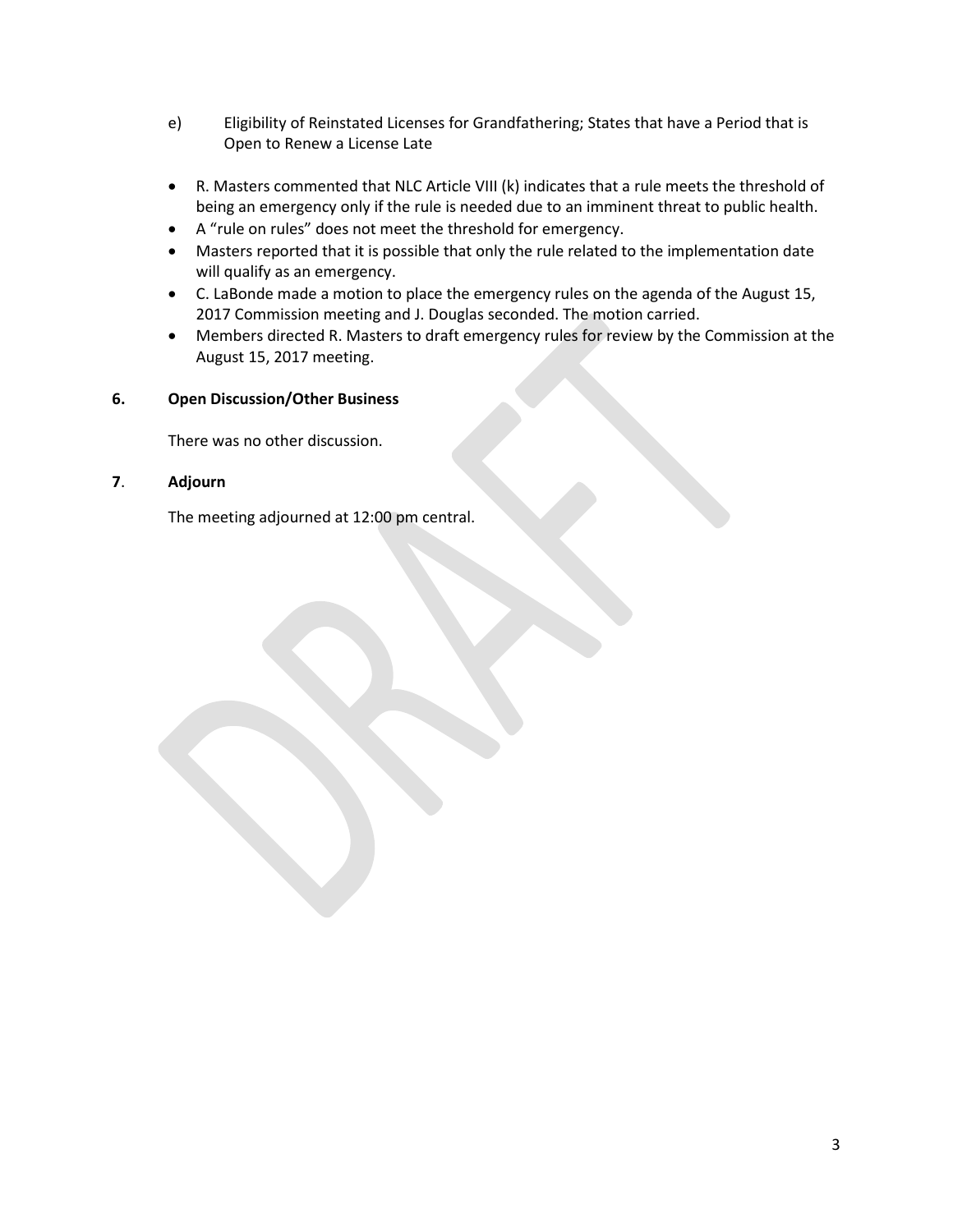e) Eligibility of Reinstated Licenses for Grandfathering; States that have a Period that is Open to Renew a License Late

- R. Masters commented that NLC Article VIII (k) indicates that a rule meets the threshold of being an emergency only if the rule is needed due to an imminent threat to public health.
- A "rule on rules" does not meet the threshold for emergency.
- Masters reported that it is possible that only the rule related to the implementation date will qualify as an emergency.
- C. LaBonde made a motion to place the emergency rules on the agenda of the August 15, 2017 Commission meeting and J. Douglas seconded. The motion carried.
- Members directed R. Masters to draft emergency rules for review by the Commission at the August 15, 2017 meeting.

**6. Open Discussion/Other Business**

There was no other discussion.

**7. Adjourn**

The meeting adjourned at 12:00 pm central.